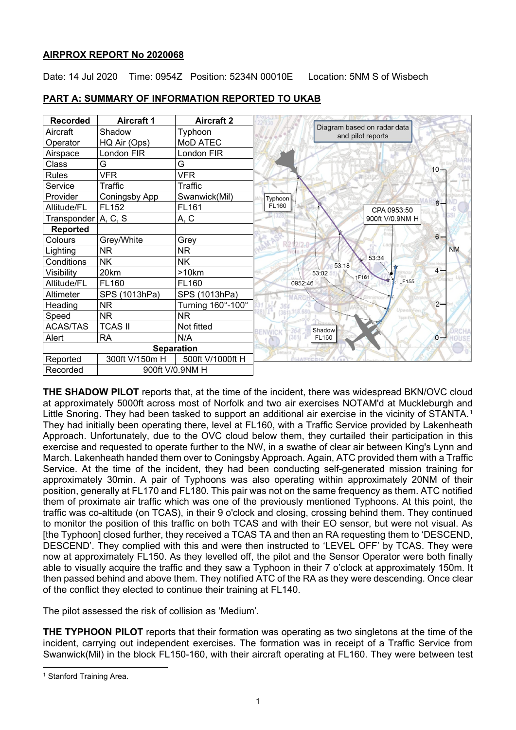**AIRPROX REPORT No 2020068**

Date: 14 Jul 2020 Time: 0954Z Position: 5234N 00010E Location: 5NM S of Wisbech

**PART A: SUMMARY OF INFORMATION REPORTED TO UKAB**

| Recorded | Aircraft 1 | Aircraft 2 |
|---|---|---|
| Aircraft | Shadow | Typhoon |
| Operator | HQ Air (Ops) | MoD ATEC |
| Airspace | London FIR | London FIR |
| Class | G | G |
| Rules | VFR | VFR |
| Service | Traffic | Traffic |
| Provider | Coningsby App | Swanwick(Mil) |
| Altitude/FL | FL152 | FL161 |
| Transponder | A, C, S | A, C |
| **Reported** | | |
| Colours | Grey/White | Grey |
| Lighting | NR | NR |
| Conditions | NK | NK |
| Visibility | 20km | >10km |
| Altitude/FL | FL160 | FL160 |
| Altimeter | SPS (1013hPa) | SPS (1013hPa) |
| Heading | NR | Turning 160°-100° |
| Speed | NR | NR |
| ACAS/TAS | TCAS II | Not fitted |
| Alert | RA | N/A |
| **Separation** | | |
| Reported | 300ft V/150m H | 500ft V/1000ft H |
| Recorded | 900ft V/0.9NM H | |

Diagram based on radar data and pilot reports

**THE SHADOW PILOT** reports that, at the time of the incident, there was widespread BKN/OVC cloud at approximately 5000ft across most of Norfolk and two air exercises NOTAM'd at Muckleburgh and Little Snoring. They had been tasked to support an additional air exercise in the vicinity of STANTA.[1] They had initially been operating there, level at FL160, with a Traffic Service provided by Lakenheath Approach. Unfortunately, due to the OVC cloud below them, they curtailed their participation in this exercise and requested to operate further to the NW, in a swathe of clear air between King's Lynn and March. Lakenheath handed them over to Coningsby Approach. Again, ATC provided them with a Traffic Service. At the time of the incident, they had been conducting self-generated mission training for approximately 30min. A pair of Typhoons was also operating within approximately 20NM of their position, generally at FL170 and FL180. This pair was not on the same frequency as them. ATC notified them of proximate air traffic which was one of the previously mentioned Typhoons. At this point, the traffic was co-altitude (on TCAS), in their 9 o'clock and closing, crossing behind them. They continued to monitor the position of this traffic on both TCAS and with their EO sensor, but were not visual. As [the Typhoon] closed further, they received a TCAS TA and then an RA requesting them to 'DESCEND, DESCEND'. They complied with this and were then instructed to 'LEVEL OFF' by TCAS. They were now at approximately FL150. As they levelled off, the pilot and the Sensor Operator were both finally able to visually acquire the traffic and they saw a Typhoon in their 7 o'clock at approximately 150m. It then passed behind and above them. They notified ATC of the RA as they were descending. Once clear of the conflict they elected to continue their training at FL140.

The pilot assessed the risk of collision as 'Medium'.

**THE TYPHOON PILOT** reports that their formation was operating as two singletons at the time of the incident, carrying out independent exercises. The formation was in receipt of a Traffic Service from Swanwick(Mil) in the block FL150-160, with their aircraft operating at FL160. They were between test

[1] Stanford Training Area.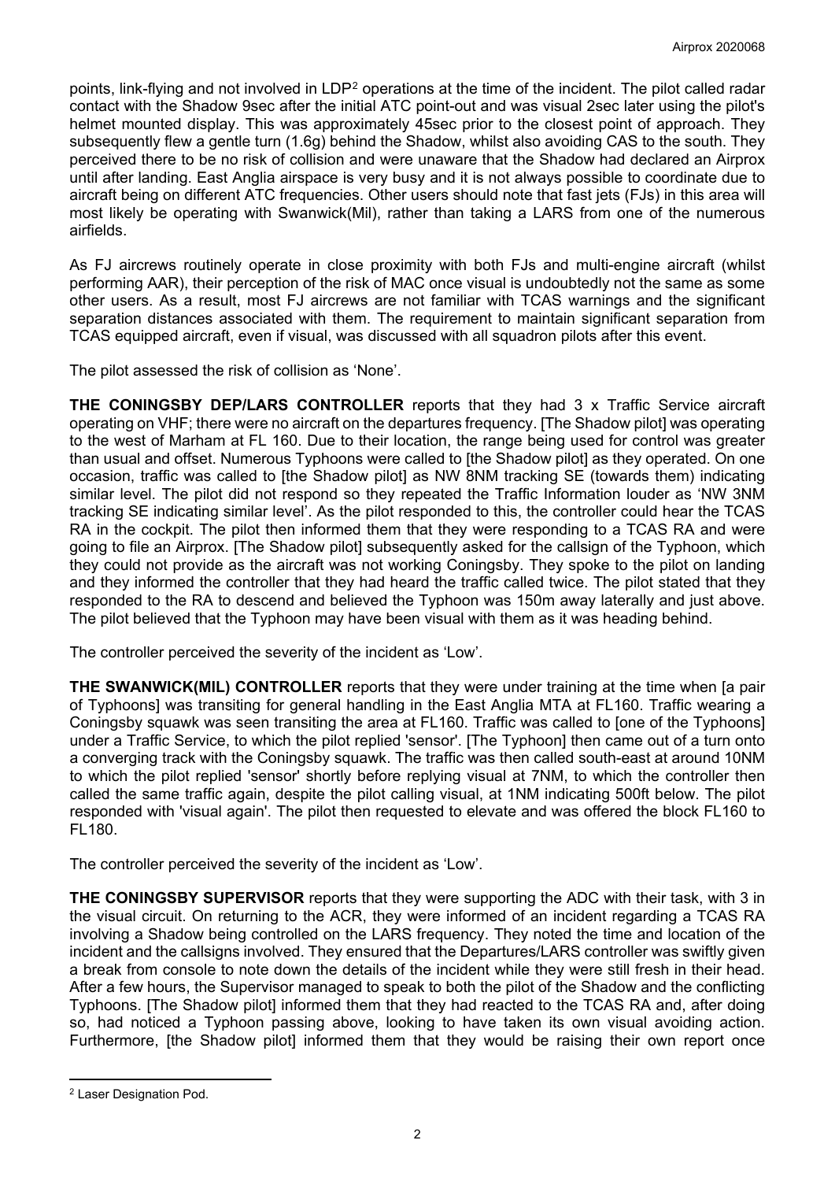points, link-flying and not involved in LDP[2] operations at the time of the incident. The pilot called radar contact with the Shadow 9sec after the initial ATC point-out and was visual 2sec later using the pilot's helmet mounted display. This was approximately 45sec prior to the closest point of approach. They subsequently flew a gentle turn (1.6g) behind the Shadow, whilst also avoiding CAS to the south. They perceived there to be no risk of collision and were unaware that the Shadow had declared an Airprox until after landing. East Anglia airspace is very busy and it is not always possible to coordinate due to aircraft being on different ATC frequencies. Other users should note that fast jets (FJs) in this area will most likely be operating with Swanwick(Mil), rather than taking a LARS from one of the numerous airfields.

As FJ aircrews routinely operate in close proximity with both FJs and multi-engine aircraft (whilst performing AAR), their perception of the risk of MAC once visual is undoubtedly not the same as some other users. As a result, most FJ aircrews are not familiar with TCAS warnings and the significant separation distances associated with them. The requirement to maintain significant separation from TCAS equipped aircraft, even if visual, was discussed with all squadron pilots after this event.

The pilot assessed the risk of collision as 'None'.

**THE CONINGSBY DEP/LARS CONTROLLER** reports that they had 3 x Traffic Service aircraft operating on VHF; there were no aircraft on the departures frequency. [The Shadow pilot] was operating to the west of Marham at FL 160. Due to their location, the range being used for control was greater than usual and offset. Numerous Typhoons were called to [the Shadow pilot] as they operated. On one occasion, traffic was called to [the Shadow pilot] as NW 8NM tracking SE (towards them) indicating similar level. The pilot did not respond so they repeated the Traffic Information louder as 'NW 3NM tracking SE indicating similar level'. As the pilot responded to this, the controller could hear the TCAS RA in the cockpit. The pilot then informed them that they were responding to a TCAS RA and were going to file an Airprox. [The Shadow pilot] subsequently asked for the callsign of the Typhoon, which they could not provide as the aircraft was not working Coningsby. They spoke to the pilot on landing and they informed the controller that they had heard the traffic called twice. The pilot stated that they responded to the RA to descend and believed the Typhoon was 150m away laterally and just above. The pilot believed that the Typhoon may have been visual with them as it was heading behind.

The controller perceived the severity of the incident as 'Low'.

**THE SWANWICK(MIL) CONTROLLER** reports that they were under training at the time when [a pair of Typhoons] was transiting for general handling in the East Anglia MTA at FL160. Traffic wearing a Coningsby squawk was seen transiting the area at FL160. Traffic was called to [one of the Typhoons] under a Traffic Service, to which the pilot replied 'sensor'. [The Typhoon] then came out of a turn onto a converging track with the Coningsby squawk. The traffic was then called south-east at around 10NM to which the pilot replied 'sensor' shortly before replying visual at 7NM, to which the controller then called the same traffic again, despite the pilot calling visual, at 1NM indicating 500ft below. The pilot responded with 'visual again'. The pilot then requested to elevate and was offered the block FL160 to FL180.

The controller perceived the severity of the incident as 'Low'.

**THE CONINGSBY SUPERVISOR** reports that they were supporting the ADC with their task, with 3 in the visual circuit. On returning to the ACR, they were informed of an incident regarding a TCAS RA involving a Shadow being controlled on the LARS frequency. They noted the time and location of the incident and the callsigns involved. They ensured that the Departures/LARS controller was swiftly given a break from console to note down the details of the incident while they were still fresh in their head. After a few hours, the Supervisor managed to speak to both the pilot of the Shadow and the conflicting Typhoons. [The Shadow pilot] informed them that they had reacted to the TCAS RA and, after doing so, had noticed a Typhoon passing above, looking to have taken its own visual avoiding action. Furthermore, [the Shadow pilot] informed them that they would be raising their own report once

[2] Laser Designation Pod.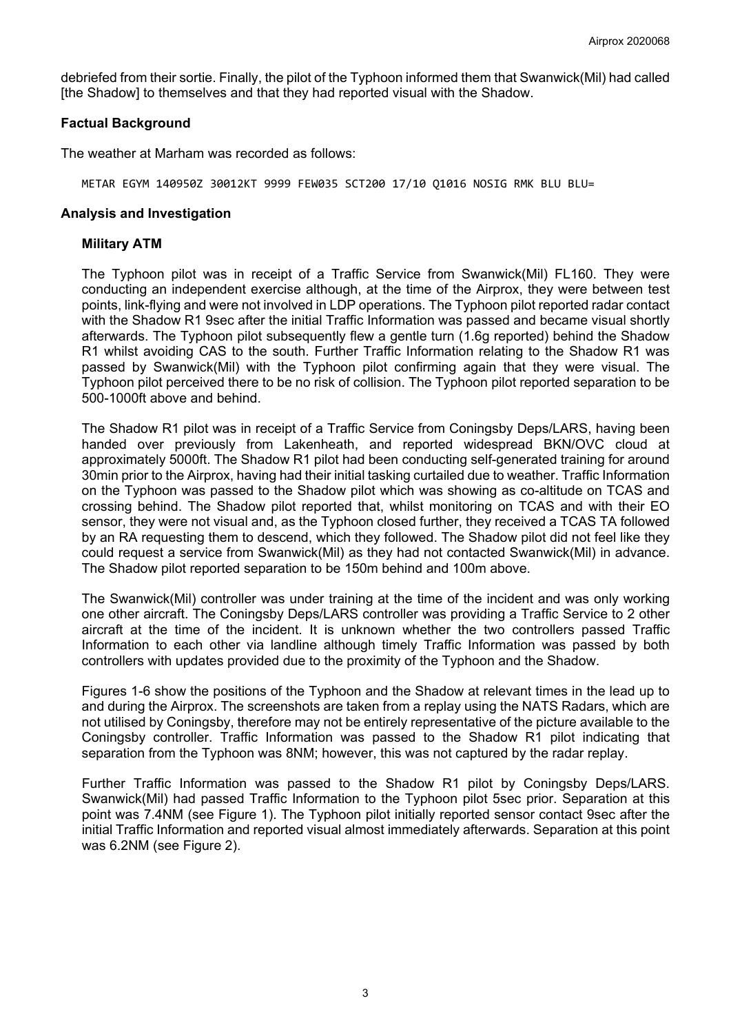debriefed from their sortie. Finally, the pilot of the Typhoon informed them that Swanwick(Mil) had called [the Shadow] to themselves and that they had reported visual with the Shadow.

### Factual Background

The weather at Marham was recorded as follows:

```
METAR EGYM 140950Z 30012KT 9999 FEW035 SCT200 17/10 Q1016 NOSIG RMK BLU BLU=
```

### Analysis and Investigation

#### Military ATM

The Typhoon pilot was in receipt of a Traffic Service from Swanwick(Mil) FL160. They were conducting an independent exercise although, at the time of the Airprox, they were between test points, link-flying and were not involved in LDP operations. The Typhoon pilot reported radar contact with the Shadow R1 9sec after the initial Traffic Information was passed and became visual shortly afterwards. The Typhoon pilot subsequently flew a gentle turn (1.6g reported) behind the Shadow R1 whilst avoiding CAS to the south. Further Traffic Information relating to the Shadow R1 was passed by Swanwick(Mil) with the Typhoon pilot confirming again that they were visual. The Typhoon pilot perceived there to be no risk of collision. The Typhoon pilot reported separation to be 500-1000ft above and behind.

The Shadow R1 pilot was in receipt of a Traffic Service from Coningsby Deps/LARS, having been handed over previously from Lakenheath, and reported widespread BKN/OVC cloud at approximately 5000ft. The Shadow R1 pilot had been conducting self-generated training for around 30min prior to the Airprox, having had their initial tasking curtailed due to weather. Traffic Information on the Typhoon was passed to the Shadow pilot which was showing as co-altitude on TCAS and crossing behind. The Shadow pilot reported that, whilst monitoring on TCAS and with their EO sensor, they were not visual and, as the Typhoon closed further, they received a TCAS TA followed by an RA requesting them to descend, which they followed. The Shadow pilot did not feel like they could request a service from Swanwick(Mil) as they had not contacted Swanwick(Mil) in advance. The Shadow pilot reported separation to be 150m behind and 100m above.

The Swanwick(Mil) controller was under training at the time of the incident and was only working one other aircraft. The Coningsby Deps/LARS controller was providing a Traffic Service to 2 other aircraft at the time of the incident. It is unknown whether the two controllers passed Traffic Information to each other via landline although timely Traffic Information was passed by both controllers with updates provided due to the proximity of the Typhoon and the Shadow.

Figures 1-6 show the positions of the Typhoon and the Shadow at relevant times in the lead up to and during the Airprox. The screenshots are taken from a replay using the NATS Radars, which are not utilised by Coningsby, therefore may not be entirely representative of the picture available to the Coningsby controller. Traffic Information was passed to the Shadow R1 pilot indicating that separation from the Typhoon was 8NM; however, this was not captured by the radar replay.

Further Traffic Information was passed to the Shadow R1 pilot by Coningsby Deps/LARS. Swanwick(Mil) had passed Traffic Information to the Typhoon pilot 5sec prior. Separation at this point was 7.4NM (see Figure 1). The Typhoon pilot initially reported sensor contact 9sec after the initial Traffic Information and reported visual almost immediately afterwards. Separation at this point was 6.2NM (see Figure 2).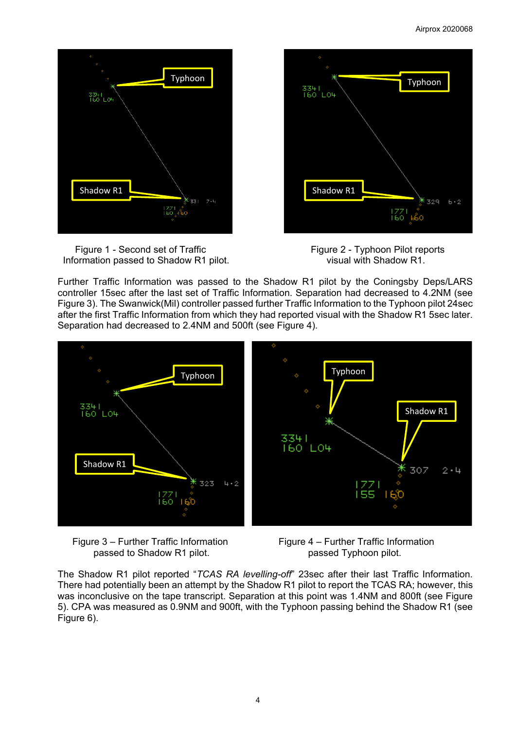Figure 1 - Second set of Traffic Information passed to Shadow R1 pilot.

Figure 2 - Typhoon Pilot reports visual with Shadow R1.

Further Traffic Information was passed to the Shadow R1 pilot by the Coningsby Deps/LARS controller 15sec after the last set of Traffic Information. Separation had decreased to 4.2NM (see Figure 3). The Swanwick(Mil) controller passed further Traffic Information to the Typhoon pilot 24sec after the first Traffic Information from which they had reported visual with the Shadow R1 5sec later. Separation had decreased to 2.4NM and 500ft (see Figure 4).

Figure 3 – Further Traffic Information passed to Shadow R1 pilot.

Figure 4 – Further Traffic Information passed Typhoon pilot.

The Shadow R1 pilot reported "*TCAS RA levelling-off*" 23sec after their last Traffic Information. There had potentially been an attempt by the Shadow R1 pilot to report the TCAS RA; however, this was inconclusive on the tape transcript. Separation at this point was 1.4NM and 800ft (see Figure 5). CPA was measured as 0.9NM and 900ft, with the Typhoon passing behind the Shadow R1 (see Figure 6).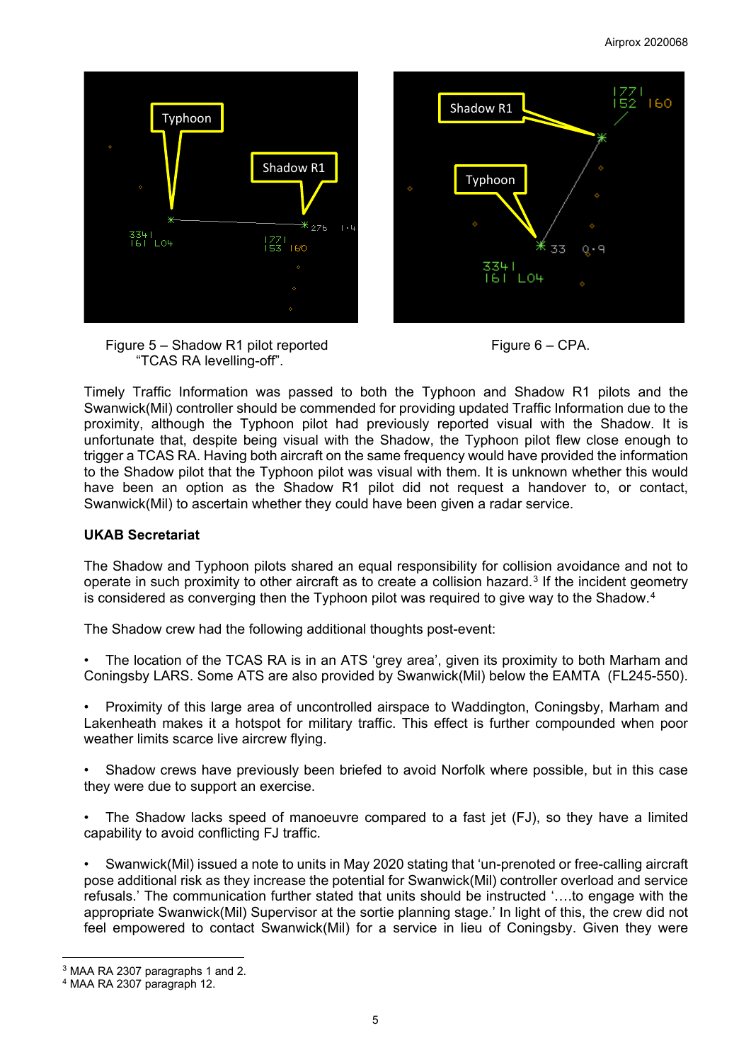Figure 5 – Shadow R1 pilot reported "TCAS RA levelling-off".

Figure 6 – CPA.

Timely Traffic Information was passed to both the Typhoon and Shadow R1 pilots and the Swanwick(Mil) controller should be commended for providing updated Traffic Information due to the proximity, although the Typhoon pilot had previously reported visual with the Shadow. It is unfortunate that, despite being visual with the Shadow, the Typhoon pilot flew close enough to trigger a TCAS RA. Having both aircraft on the same frequency would have provided the information to the Shadow pilot that the Typhoon pilot was visual with them. It is unknown whether this would have been an option as the Shadow R1 pilot did not request a handover to, or contact, Swanwick(Mil) to ascertain whether they could have been given a radar service.

## UKAB Secretariat

The Shadow and Typhoon pilots shared an equal responsibility for collision avoidance and not to operate in such proximity to other aircraft as to create a collision hazard.[3] If the incident geometry is considered as converging then the Typhoon pilot was required to give way to the Shadow.[4]

The Shadow crew had the following additional thoughts post-event:

- The location of the TCAS RA is in an ATS 'grey area', given its proximity to both Marham and Coningsby LARS. Some ATS are also provided by Swanwick(Mil) below the EAMTA (FL245-550).

- Proximity of this large area of uncontrolled airspace to Waddington, Coningsby, Marham and Lakenheath makes it a hotspot for military traffic. This effect is further compounded when poor weather limits scarce live aircrew flying.

- Shadow crews have previously been briefed to avoid Norfolk where possible, but in this case they were due to support an exercise.

- The Shadow lacks speed of manoeuvre compared to a fast jet (FJ), so they have a limited capability to avoid conflicting FJ traffic.

- Swanwick(Mil) issued a note to units in May 2020 stating that 'un-prenoted or free-calling aircraft pose additional risk as they increase the potential for Swanwick(Mil) controller overload and service refusals.' The communication further stated that units should be instructed '….to engage with the appropriate Swanwick(Mil) Supervisor at the sortie planning stage.' In light of this, the crew did not feel empowered to contact Swanwick(Mil) for a service in lieu of Coningsby. Given they were

---

[3] MAA RA 2307 paragraphs 1 and 2.

[4] MAA RA 2307 paragraph 12.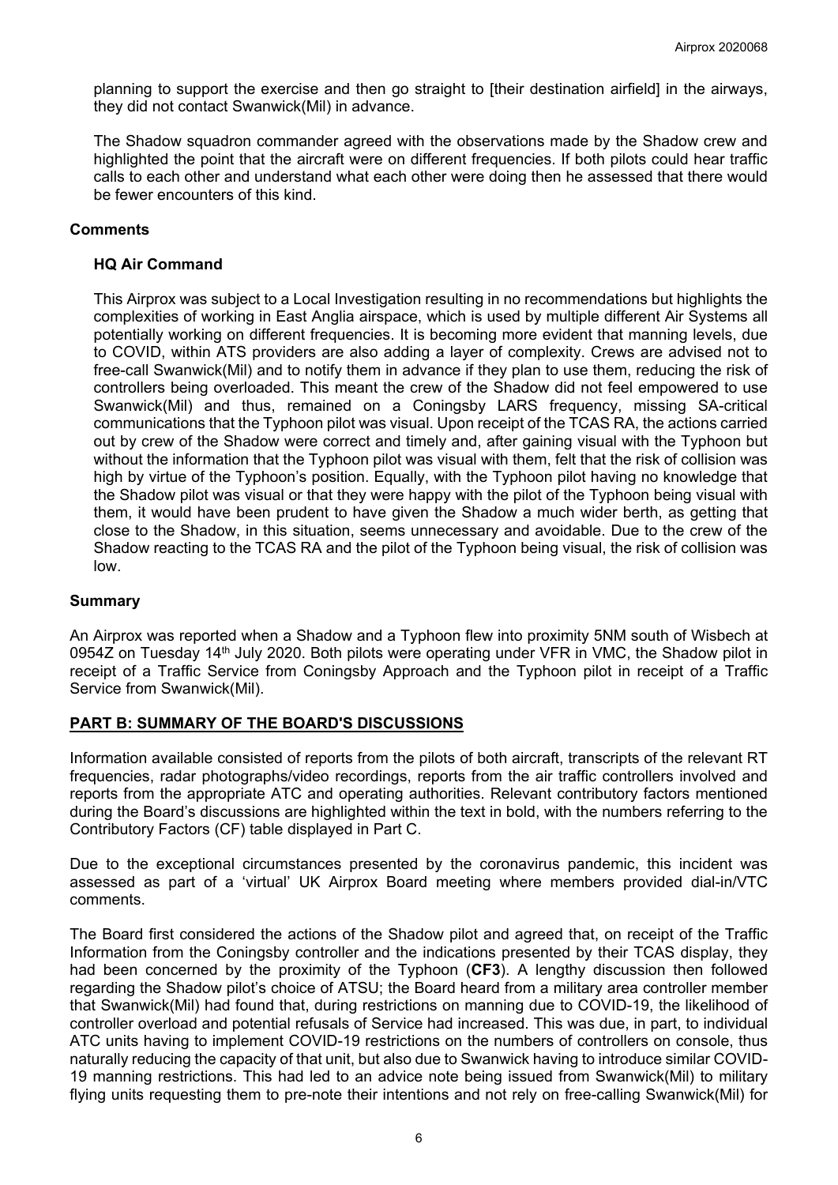planning to support the exercise and then go straight to [their destination airfield] in the airways, they did not contact Swanwick(Mil) in advance.

The Shadow squadron commander agreed with the observations made by the Shadow crew and highlighted the point that the aircraft were on different frequencies. If both pilots could hear traffic calls to each other and understand what each other were doing then he assessed that there would be fewer encounters of this kind.

## Comments

### HQ Air Command

This Airprox was subject to a Local Investigation resulting in no recommendations but highlights the complexities of working in East Anglia airspace, which is used by multiple different Air Systems all potentially working on different frequencies. It is becoming more evident that manning levels, due to COVID, within ATS providers are also adding a layer of complexity. Crews are advised not to free-call Swanwick(Mil) and to notify them in advance if they plan to use them, reducing the risk of controllers being overloaded. This meant the crew of the Shadow did not feel empowered to use Swanwick(Mil) and thus, remained on a Coningsby LARS frequency, missing SA-critical communications that the Typhoon pilot was visual. Upon receipt of the TCAS RA, the actions carried out by crew of the Shadow were correct and timely and, after gaining visual with the Typhoon but without the information that the Typhoon pilot was visual with them, felt that the risk of collision was high by virtue of the Typhoon's position. Equally, with the Typhoon pilot having no knowledge that the Shadow pilot was visual or that they were happy with the pilot of the Typhoon being visual with them, it would have been prudent to have given the Shadow a much wider berth, as getting that close to the Shadow, in this situation, seems unnecessary and avoidable. Due to the crew of the Shadow reacting to the TCAS RA and the pilot of the Typhoon being visual, the risk of collision was low.

## Summary

An Airprox was reported when a Shadow and a Typhoon flew into proximity 5NM south of Wisbech at 0954Z on Tuesday 14th July 2020. Both pilots were operating under VFR in VMC, the Shadow pilot in receipt of a Traffic Service from Coningsby Approach and the Typhoon pilot in receipt of a Traffic Service from Swanwick(Mil).

## PART B: SUMMARY OF THE BOARD'S DISCUSSIONS

Information available consisted of reports from the pilots of both aircraft, transcripts of the relevant RT frequencies, radar photographs/video recordings, reports from the air traffic controllers involved and reports from the appropriate ATC and operating authorities. Relevant contributory factors mentioned during the Board's discussions are highlighted within the text in bold, with the numbers referring to the Contributory Factors (CF) table displayed in Part C.

Due to the exceptional circumstances presented by the coronavirus pandemic, this incident was assessed as part of a 'virtual' UK Airprox Board meeting where members provided dial-in/VTC comments.

The Board first considered the actions of the Shadow pilot and agreed that, on receipt of the Traffic Information from the Coningsby controller and the indications presented by their TCAS display, they had been concerned by the proximity of the Typhoon (**CF3**). A lengthy discussion then followed regarding the Shadow pilot's choice of ATSU; the Board heard from a military area controller member that Swanwick(Mil) had found that, during restrictions on manning due to COVID-19, the likelihood of controller overload and potential refusals of Service had increased. This was due, in part, to individual ATC units having to implement COVID-19 restrictions on the numbers of controllers on console, thus naturally reducing the capacity of that unit, but also due to Swanwick having to introduce similar COVID-19 manning restrictions. This had led to an advice note being issued from Swanwick(Mil) to military flying units requesting them to pre-note their intentions and not rely on free-calling Swanwick(Mil) for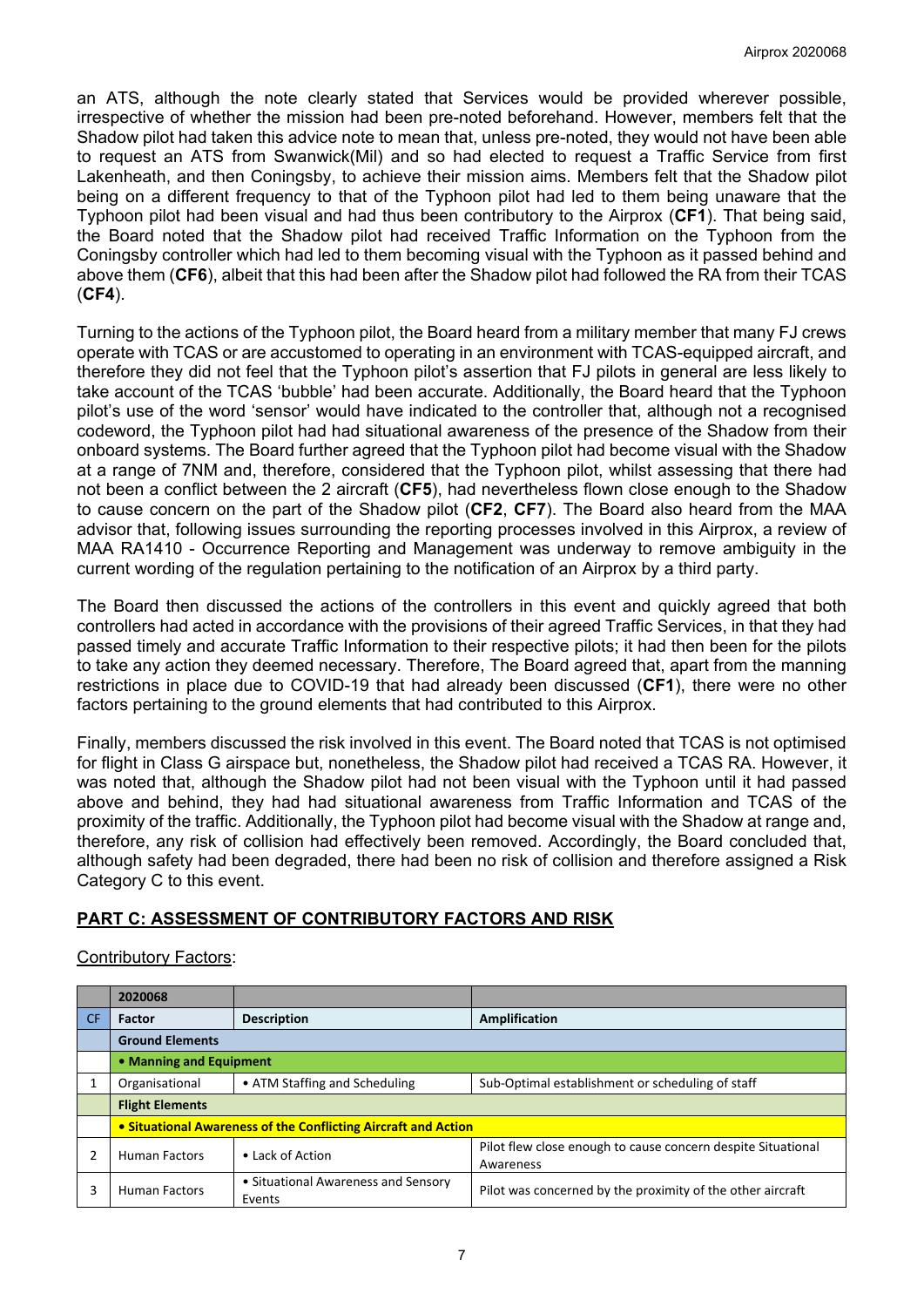an ATS, although the note clearly stated that Services would be provided wherever possible, irrespective of whether the mission had been pre-noted beforehand. However, members felt that the Shadow pilot had taken this advice note to mean that, unless pre-noted, they would not have been able to request an ATS from Swanwick(Mil) and so had elected to request a Traffic Service from first Lakenheath, and then Coningsby, to achieve their mission aims. Members felt that the Shadow pilot being on a different frequency to that of the Typhoon pilot had led to them being unaware that the Typhoon pilot had been visual and thus been contributory to the Airprox (**CF1**). That being said, the Board noted that the Shadow pilot had received Traffic Information on the Typhoon from the Coningsby controller which had led to them becoming visual with the Typhoon as it passed behind and above them (**CF6**), albeit that this had been after the Shadow pilot had followed the RA from their TCAS (**CF4**).

Turning to the actions of the Typhoon pilot, the Board heard from a military member that many FJ crews operate with TCAS or are accustomed to operating in an environment with TCAS-equipped aircraft, and therefore they did not feel that the Typhoon pilot's assertion that FJ pilots in general are less likely to take account of the TCAS 'bubble' had been accurate. Additionally, the Board heard that the Typhoon pilot's use of the word 'sensor' would have indicated to the controller that, although not a recognised codeword, the Typhoon pilot had had situational awareness of the presence of the Shadow from their onboard systems. The Board further agreed that the Typhoon pilot had become visual with the Shadow at a range of 7NM and, therefore, considered that the Typhoon pilot, whilst assessing that there had not been a conflict between the 2 aircraft (**CF5**), had nevertheless flown close enough to the Shadow to cause concern on the part of the Shadow pilot (**CF2**, **CF7**). The Board also heard from the MAA advisor that, following issues surrounding the reporting processes involved in this Airprox, a review of MAA RA1410 - Occurrence Reporting and Management was underway to remove ambiguity in the current wording of the regulation pertaining to the notification of an Airprox by a third party.

The Board then discussed the actions of the controllers in this event and quickly agreed that both controllers had acted in accordance with the provisions of their agreed Traffic Services, in that they had passed timely and accurate Traffic Information to their respective pilots; it had then been for the pilots to take any action they deemed necessary. Therefore, The Board agreed that, apart from the manning restrictions in place due to COVID-19 that had already been discussed (**CF1**), there were no other factors pertaining to the ground elements that had contributed to this Airprox.

Finally, members discussed the risk involved in this event. The Board noted that TCAS is not optimised for flight in Class G airspace but, nonetheless, the Shadow pilot had received a TCAS RA. However, it was noted that, although the Shadow pilot had not been visual with the Typhoon until it had passed above and behind, they had had situational awareness from Traffic Information and TCAS of the proximity of the traffic. Additionally, the Typhoon pilot had become visual with the Shadow at range and, therefore, any risk of collision had effectively been removed. Accordingly, the Board concluded that, although safety had been degraded, there had been no risk of collision and therefore assigned a Risk Category C to this event.

## PART C: ASSESSMENT OF CONTRIBUTORY FACTORS AND RISK

Contributory Factors:

| | 2020068 | | |
|---|---|---|---|
| **CF** | **Factor** | **Description** | **Amplification** |
| | **Ground Elements** | | |
| | **• Manning and Equipment** | | |
| 1 | Organisational | • ATM Staffing and Scheduling | Sub-Optimal establishment or scheduling of staff |
| | **Flight Elements** | | |
| | **• Situational Awareness of the Conflicting Aircraft and Action** | | |
| 2 | Human Factors | • Lack of Action | Pilot flew close enough to cause concern despite Situational Awareness |
| 3 | Human Factors | • Situational Awareness and Sensory Events | Pilot was concerned by the proximity of the other aircraft |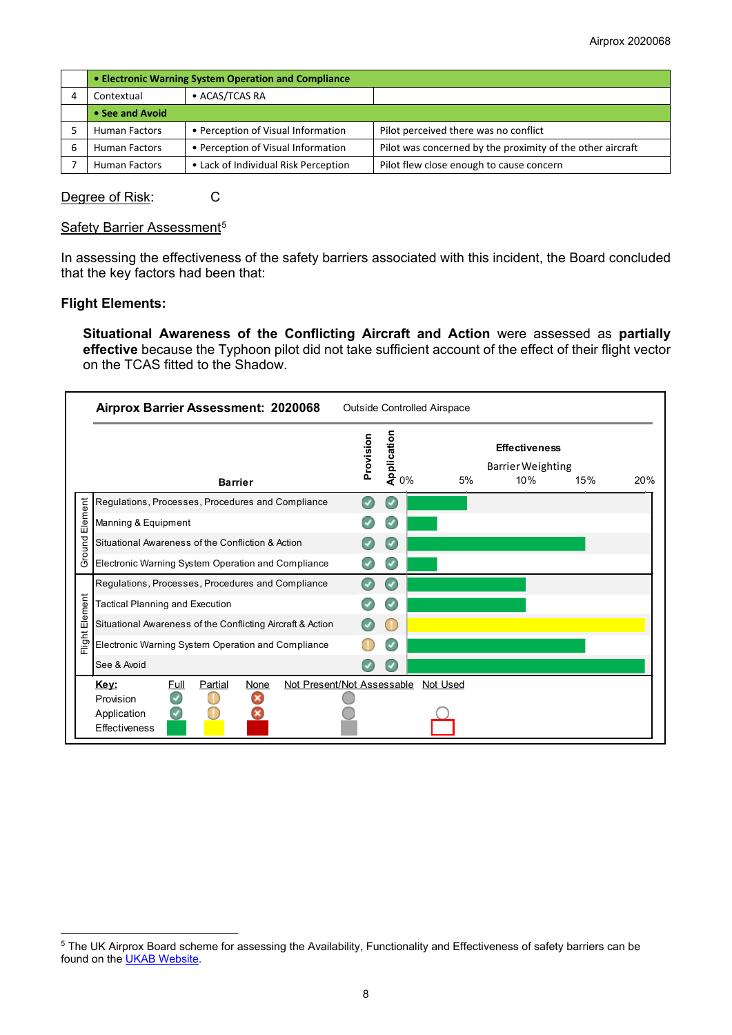| | | | |
|---|---|---|---|
| | • **Electronic Warning System Operation and Compliance** | | |
| 4 | Contextual | • ACAS/TCAS RA | |
| | • **See and Avoid** | | |
| 5 | Human Factors | • Perception of Visual Information | Pilot perceived there was no conflict |
| 6 | Human Factors | • Perception of Visual Information | Pilot was concerned by the proximity of the other aircraft |
| 7 | Human Factors | • Lack of Individual Risk Perception | Pilot flew close enough to cause concern |

Degree of Risk: C

Safety Barrier Assessment[5]

In assessing the effectiveness of the safety barriers associated with this incident, the Board concluded that the key factors had been that:

**Flight Elements:**

**Situational Awareness of the Conflicting Aircraft and Action** were assessed as **partially effective** because the Typhoon pilot did not take sufficient account of the effect of their flight vector on the TCAS fitted to the Shadow.

Airprox Barrier Assessment: 2020068

Outside Controlled Airspace

Barrier

Provision

Application

Effectiveness

Barrier Weighting

0%

5%

10%

15%

20%

Ground Element

Regulations, Processes, Procedures and Compliance

Manning & Equipment

Situational Awareness of the Confliction & Action

Electronic Warning System Operation and Compliance

Flight Element

Regulations, Processes, Procedures and Compliance

Tactical Planning and Execution

Situational Awareness of the Conflicting Aircraft & Action

Electronic Warning System Operation and Compliance

See & Avoid

Key: Full Partial None Not Present/Not Assessable Not Used

Provision

Application

Effectiveness

[5] The UK Airprox Board scheme for assessing the Availability, Functionality and Effectiveness of safety barriers can be found on the UKAB Website.